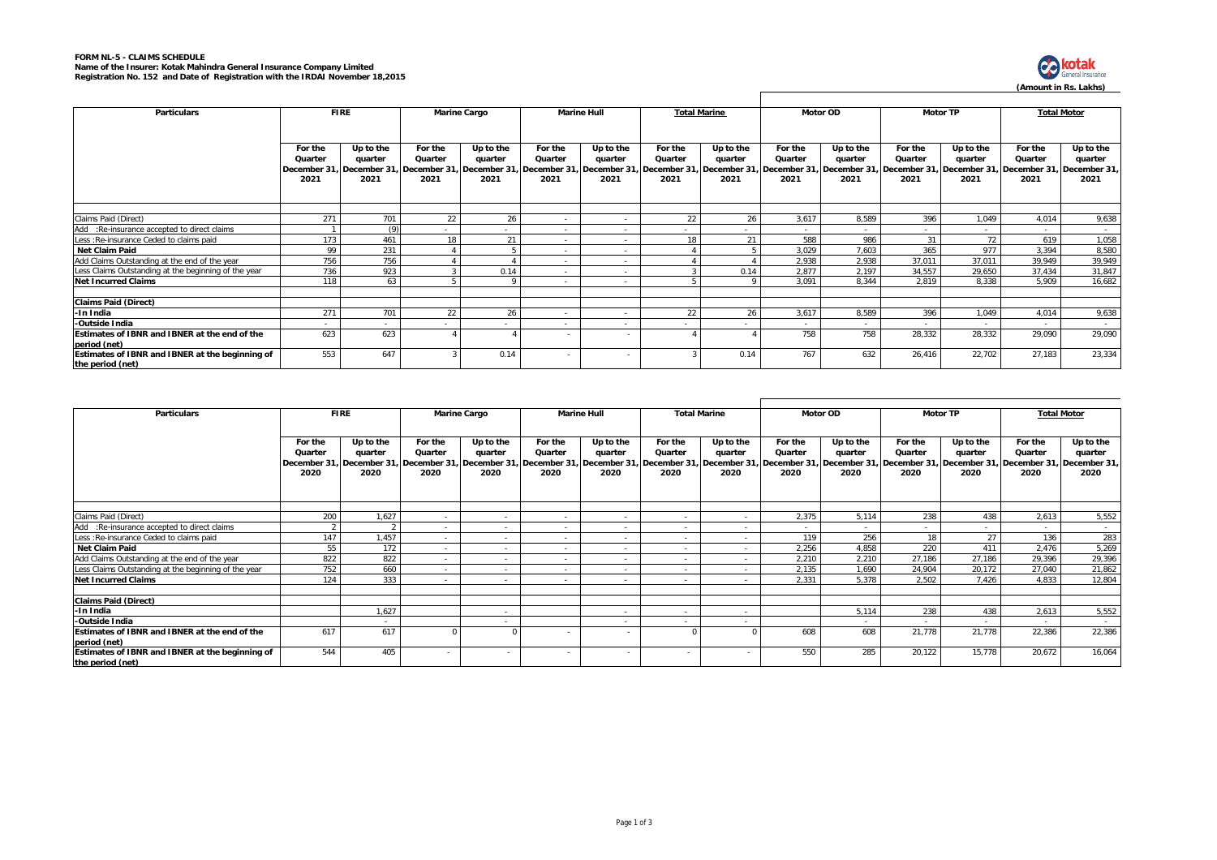**FORM NL-5 - CLAIMS SCHEDULE**
**Name of the Insurer: Kotak Mahindra General Insurance Company Limited**
**Registration No. 152 and Date of Registration with the IRDAI November 18,2015**

**(Amount in Rs. Lakhs)**

| Particulars | FIRE | | Marine Cargo | | Marine Hull | | Total Marine | | Motor OD | | Motor TP | | Total Motor | |
|---|---|---|---|---|---|---|---|---|---|---|---|---|---|---|
| | For the Quarter December 31, 2021 | Up to the quarter December 31, 2021 | For the Quarter December 31, 2021 | Up to the quarter December 31, 2021 | For the Quarter December 31, 2021 | Up to the quarter December 31, 2021 | For the Quarter December 31, 2021 | Up to the quarter December 31, 2021 | For the Quarter December 31, 2021 | Up to the quarter December 31, 2021 | For the Quarter December 31, 2021 | Up to the quarter December 31, 2021 | For the Quarter December 31, 2021 | Up to the quarter December 31, 2021 |
| Claims Paid (Direct) | 271 | 701 | 22 | 26 | - | - | 22 | 26 | 3,617 | 8,589 | 396 | 1,049 | 4,014 | 9,638 |
| Add :Re-insurance accepted to direct claims | 1 | (9) | - | - | - | - | - | - | - | - | - | - | - | - |
| Less :Re-insurance Ceded to claims paid | 173 | 461 | 18 | 21 | - | - | 18 | 21 | 588 | 986 | 31 | 72 | 619 | 1,058 |
| **Net Claim Paid** | 99 | 231 | 4 | 5 | - | - | 4 | 5 | 3,029 | 7,603 | 365 | 977 | 3,394 | 8,580 |
| Add Claims Outstanding at the end of the year | 756 | 756 | 4 | 4 | - | - | 4 | 4 | 2,938 | 2,938 | 37,011 | 37,011 | 39,949 | 39,949 |
| Less Claims Outstanding at the beginning of the year | 736 | 923 | 3 | 0.14 | - | - | 3 | 0.14 | 2,877 | 2,197 | 34,557 | 29,650 | 37,434 | 31,847 |
| **Net Incurred Claims** | 118 | 63 | 5 | 9 | - | - | 5 | 9 | 3,091 | 8,344 | 2,819 | 8,338 | 5,909 | 16,682 |
| **Claims Paid (Direct)** | | | | | | | | | | | | | | |
| **-In India** | 271 | 701 | 22 | 26 | - | - | 22 | 26 | 3,617 | 8,589 | 396 | 1,049 | 4,014 | 9,638 |
| **-Outside India** | - | - | - | - | - | - | - | - | - | - | - | - | - | - |
| **Estimates of IBNR and IBNER at the end of the period (net)** | 623 | 623 | 4 | 4 | - | - | 4 | 4 | 758 | 758 | 28,332 | 28,332 | 29,090 | 29,090 |
| **Estimates of IBNR and IBNER at the beginning of the period (net)** | 553 | 647 | 3 | 0.14 | - | - | 3 | 0.14 | 767 | 632 | 26,416 | 22,702 | 27,183 | 23,334 |

| Particulars | FIRE | | Marine Cargo | | Marine Hull | | Total Marine | | Motor OD | | Motor TP | | Total Motor | |
|---|---|---|---|---|---|---|---|---|---|---|---|---|---|---|
| | For the Quarter December 31, 2020 | Up to the quarter December 31, 2020 | For the Quarter December 31, 2020 | Up to the quarter December 31, 2020 | For the Quarter December 31, 2020 | Up to the quarter December 31, 2020 | For the Quarter December 31, 2020 | Up to the quarter December 31, 2020 | For the Quarter December 31, 2020 | Up to the quarter December 31, 2020 | For the Quarter December 31, 2020 | Up to the quarter December 31, 2020 | For the Quarter December 31, 2020 | Up to the quarter December 31, 2020 |
| Claims Paid (Direct) | 200 | 1,627 | - | - | - | - | - | - | 2,375 | 5,114 | 238 | 438 | 2,613 | 5,552 |
| Add :Re-insurance accepted to direct claims | 2 | 2 | - | - | - | - | - | - | - | - | - | - | - | - |
| Less :Re-insurance Ceded to claims paid | 147 | 1,457 | - | - | - | - | - | - | 119 | 256 | 18 | 27 | 136 | 283 |
| **Net Claim Paid** | 55 | 172 | - | - | - | - | - | - | 2,256 | 4,858 | 220 | 411 | 2,476 | 5,269 |
| Add Claims Outstanding at the end of the year | 822 | 822 | - | - | - | - | - | - | 2,210 | 2,210 | 27,186 | 27,186 | 29,396 | 29,396 |
| Less Claims Outstanding at the beginning of the year | 752 | 660 | - | - | - | - | - | - | 2,135 | 1,690 | 24,904 | 20,172 | 27,040 | 21,862 |
| **Net Incurred Claims** | 124 | 333 | - | - | - | - | - | - | 2,331 | 5,378 | 2,502 | 7,426 | 4,833 | 12,804 |
| **Claims Paid (Direct)** | | | | | | | | | | | | | | |
| **-In India** | | 1,627 | | - | | - | - | - | | 5,114 | 238 | 438 | 2,613 | 5,552 |
| **-Outside India** | | - | | - | | - | - | - | | - | - | - | - | - |
| **Estimates of IBNR and IBNER at the end of the period (net)** | 617 | 617 | 0 | 0 | - | - | 0 | 0 | 608 | 608 | 21,778 | 21,778 | 22,386 | 22,386 |
| **Estimates of IBNR and IBNER at the beginning of the period (net)** | 544 | 405 | - | - | - | - | - | - | 550 | 285 | 20,122 | 15,778 | 20,672 | 16,064 |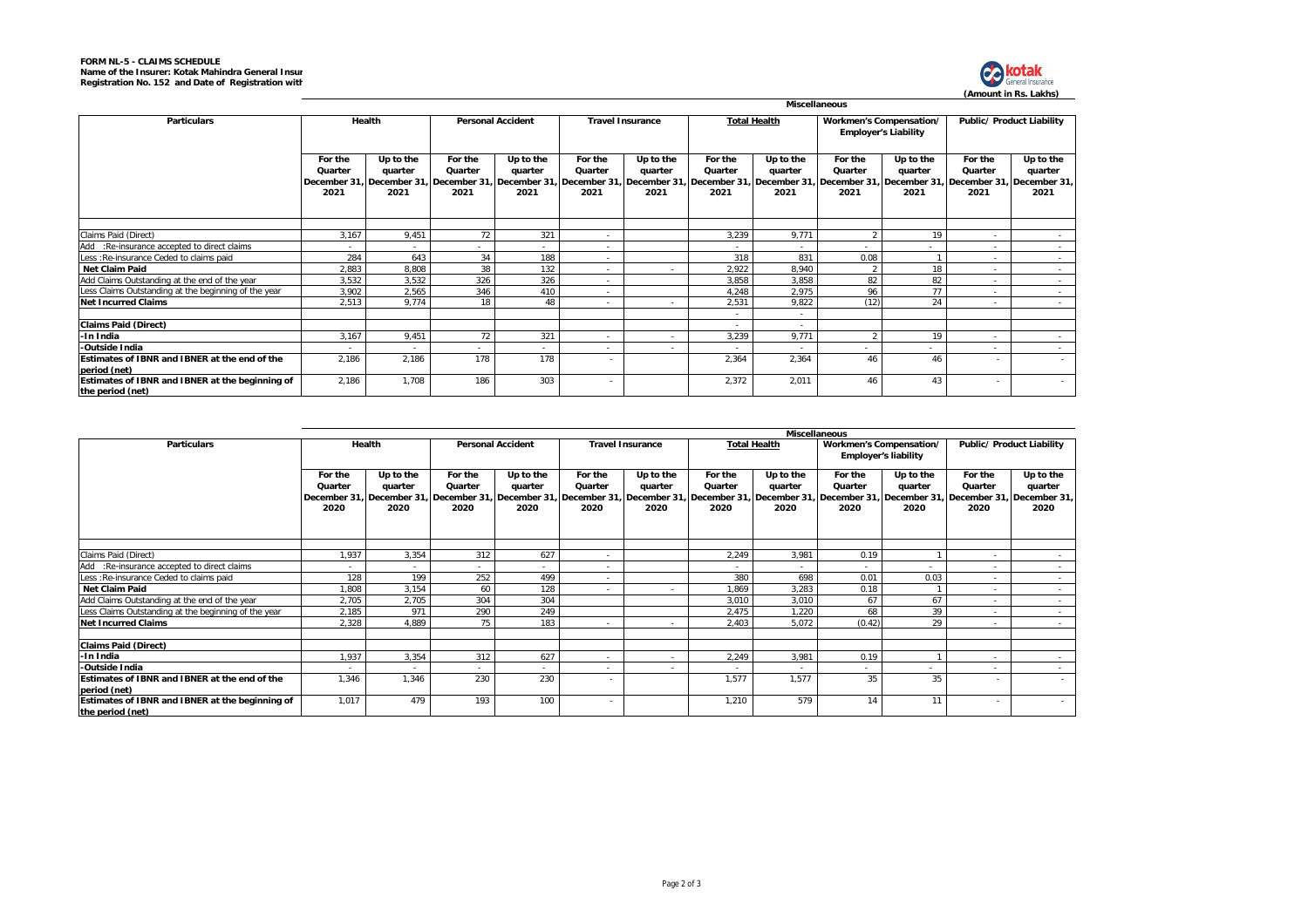**FORM NL-5 - CLAIMS SCHEDULE**
**Name of the Insurer: Kotak Mahindra General Insur**
**Registration No. 152 and Date of Registration with**

**(Amount in Rs. Lakhs)**

| Particulars | Miscellaneous | | | | | | | | | | | |
|---|---|---|---|---|---|---|---|---|---|---|---|---|
| | Health | | Personal Accident | | Travel Insurance | | Total Health | | Workmen's Compensation/ Employer's Liability | | Public/ Product Liability | |
| | For the Quarter December 31, 2021 | Up to the quarter December 31, 2021 | For the Quarter December 31, 2021 | Up to the quarter December 31, 2021 | For the Quarter December 31, 2021 | Up to the quarter December 31, 2021 | For the Quarter December 31, 2021 | Up to the quarter December 31, 2021 | For the Quarter December 31, 2021 | Up to the quarter December 31, 2021 | For the Quarter December 31, 2021 | Up to the quarter December 31, 2021 |
| Claims Paid (Direct) | 3,167 | 9,451 | 72 | 321 | - | | 3,239 | 9,771 | 2 | 19 | - | - |
| Add :Re-insurance accepted to direct claims | - | - | - | - | - | | - | - | - | - | - | - |
| Less :Re-insurance Ceded to claims paid | 284 | 643 | 34 | 188 | - | | 318 | 831 | 0.08 | 1 | - | - |
| **Net Claim Paid** | 2,883 | 8,808 | 38 | 132 | - | - | 2,922 | 8,940 | 2 | 18 | - | - |
| Add Claims Outstanding at the end of the year | 3,532 | 3,532 | 326 | 326 | - | | 3,858 | 3,858 | 82 | 82 | - | - |
| Less Claims Outstanding at the beginning of the year | 3,902 | 2,565 | 346 | 410 | - | | 4,248 | 2,975 | 96 | 77 | - | - |
| **Net Incurred Claims** | 2,513 | 9,774 | 18 | 48 | - | - | 2,531 | 9,822 | (12) | 24 | - | - |
| | | | | | | | - | - | | | | |
| **Claims Paid (Direct)** | | | | | | | - | - | | | | |
| **-In India** | 3,167 | 9,451 | 72 | 321 | - | - | 3,239 | 9,771 | 2 | 19 | - | - |
| **-Outside India** | - | - | - | - | - | - | - | - | - | - | - | - |
| **Estimates of IBNR and IBNER at the end of the period (net)** | 2,186 | 2,186 | 178 | 178 | - | | 2,364 | 2,364 | 46 | 46 | - | - |
| **Estimates of IBNR and IBNER at the beginning of the period (net)** | 2,186 | 1,708 | 186 | 303 | - | | 2,372 | 2,011 | 46 | 43 | - | - |

| Particulars | Miscellaneous | | | | | | | | | | | |
|---|---|---|---|---|---|---|---|---|---|---|---|---|
| | Health | | Personal Accident | | Travel Insurance | | Total Health | | Workmen's Compensation/ Employer's liability | | Public/ Product Liability | |
| | For the Quarter December 31, 2020 | Up to the quarter December 31, 2020 | For the Quarter December 31, 2020 | Up to the quarter December 31, 2020 | For the Quarter December 31, 2020 | Up to the quarter December 31, 2020 | For the Quarter December 31, 2020 | Up to the quarter December 31, 2020 | For the Quarter December 31, 2020 | Up to the quarter December 31, 2020 | For the Quarter December 31, 2020 | Up to the quarter December 31, 2020 |
| Claims Paid (Direct) | 1,937 | 3,354 | 312 | 627 | - | | 2,249 | 3,981 | 0.19 | 1 | - | - |
| Add :Re-insurance accepted to direct claims | - | - | - | - | - | | - | - | - | - | - | - |
| Less :Re-insurance Ceded to claims paid | 128 | 199 | 252 | 499 | - | | 380 | 698 | 0.01 | 0.03 | - | - |
| **Net Claim Paid** | 1,808 | 3,154 | 60 | 128 | - | - | 1,869 | 3,283 | 0.18 | 1 | - | - |
| Add Claims Outstanding at the end of the year | 2,705 | 2,705 | 304 | 304 | | | 3,010 | 3,010 | 67 | 67 | - | - |
| Less Claims Outstanding at the beginning of the year | 2,185 | 971 | 290 | 249 | | | 2,475 | 1,220 | 68 | 39 | - | - |
| **Net Incurred Claims** | 2,328 | 4,889 | 75 | 183 | - | - | 2,403 | 5,072 | (0.42) | 29 | - | - |
| | | | | | | | | | | | | |
| **Claims Paid (Direct)** | | | | | | | | | | | | |
| **-In India** | 1,937 | 3,354 | 312 | 627 | - | - | 2,249 | 3,981 | 0.19 | 1 | - | - |
| **-Outside India** | - | - | - | - | - | - | - | - | - | - | - | - |
| **Estimates of IBNR and IBNER at the end of the period (net)** | 1,346 | 1,346 | 230 | 230 | - | | 1,577 | 1,577 | 35 | 35 | - | - |
| **Estimates of IBNR and IBNER at the beginning of the period (net)** | 1,017 | 479 | 193 | 100 | - | | 1,210 | 579 | 14 | 11 | - | - |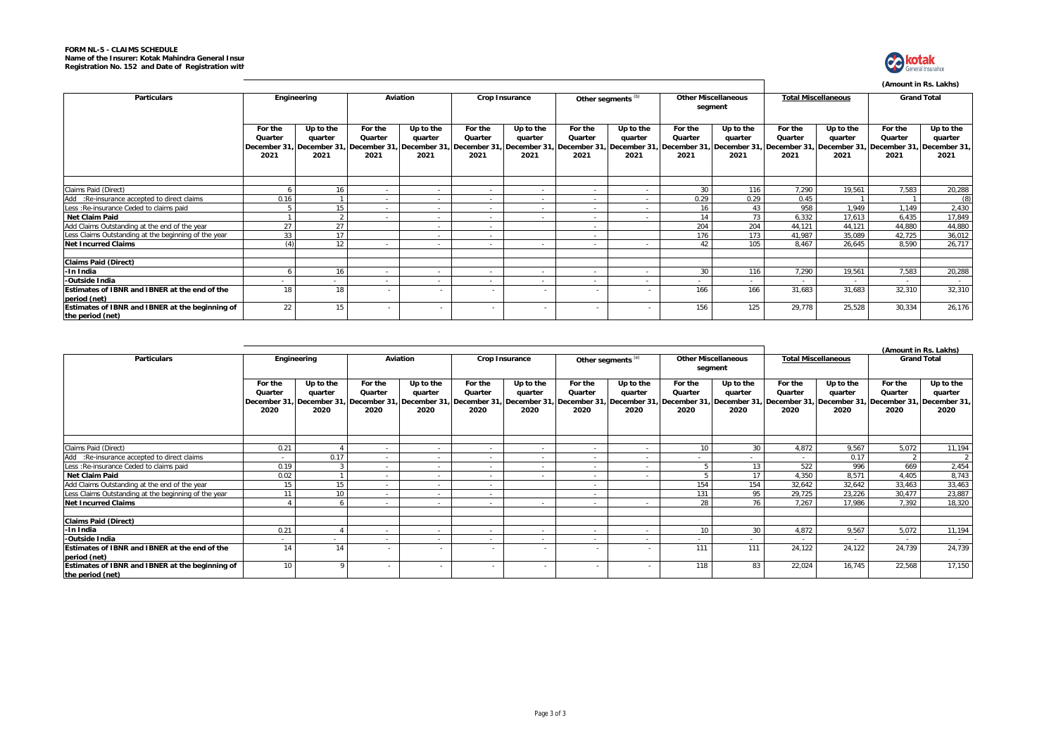**FORM NL-5 - CLAIMS SCHEDULE**
**Name of the Insurer: Kotak Mahindra General Insur**
**Registration No. 152 and Date of Registration witt**

(Amount in Rs. Lakhs)

| Particulars | Engineering | | Aviation | | Crop Insurance | | Other segments [(b)] | | Other Miscellaneous segment | | Total Miscellaneous | | Grand Total | |
|---|---|---|---|---|---|---|---|---|---|---|---|---|---|---|
| | For the Quarter December 31, 2021 | Up to the quarter December 31, 2021 | For the Quarter December 31, 2021 | Up to the quarter December 31, 2021 | For the Quarter December 31, 2021 | Up to the quarter December 31, 2021 | For the Quarter December 31, 2021 | Up to the quarter December 31, 2021 | For the Quarter December 31, 2021 | Up to the quarter December 31, 2021 | For the Quarter December 31, 2021 | Up to the quarter December 31, 2021 | For the Quarter December 31, 2021 | Up to the quarter December 31, 2021 |
| Claims Paid (Direct) | 6 | 16 | - | - | - | - | - | - | 30 | 116 | 7,290 | 19,561 | 7,583 | 20,288 |
| Add :Re-insurance accepted to direct claims | 0.16 | 1 | - | - | - | - | - | - | 0.29 | 0.29 | 0.45 | 1 | 1 | (8) |
| Less :Re-insurance Ceded to claims paid | 5 | 15 | - | - | - | - | - | - | 16 | 43 | 958 | 1,949 | 1,149 | 2,430 |
| **Net Claim Paid** | 1 | 2 | - | - | - | - | - | - | 14 | 73 | 6,332 | 17,613 | 6,435 | 17,849 |
| Add Claims Outstanding at the end of the year | 27 | 27 | | - | - | | - | | 204 | 204 | 44,121 | 44,121 | 44,880 | 44,880 |
| Less Claims Outstanding at the beginning of the year | 33 | 17 | | - | - | | - | | 176 | 173 | 41,987 | 35,089 | 42,725 | 36,012 |
| **Net Incurred Claims** | (4) | 12 | - | - | - | - | - | - | 42 | 105 | 8,467 | 26,645 | 8,590 | 26,717 |
| **Claims Paid (Direct)** | | | | | | | | | | | | | | |
| **-In India** | 6 | 16 | - | - | - | - | - | - | 30 | 116 | 7,290 | 19,561 | 7,583 | 20,288 |
| **-Outside India** | - | - | - | - | - | - | - | - | - | - | - | - | - | - |
| **Estimates of IBNR and IBNER at the end of the period (net)** | 18 | 18 | - | - | - | - | - | - | 166 | 166 | 31,683 | 31,683 | 32,310 | 32,310 |
| **Estimates of IBNR and IBNER at the beginning of the period (net)** | 22 | 15 | - | - | - | - | - | - | 156 | 125 | 29,778 | 25,528 | 30,334 | 26,176 |

(Amount in Rs. Lakhs)

| Particulars | Engineering | | Aviation | | Crop Insurance | | Other segments [(e)] | | Other Miscellaneous segment | | Total Miscellaneous | | Grand Total | |
|---|---|---|---|---|---|---|---|---|---|---|---|---|---|---|
| | For the Quarter December 31, 2020 | Up to the quarter December 31, 2020 | For the Quarter December 31, 2020 | Up to the quarter December 31, 2020 | For the Quarter December 31, 2020 | Up to the quarter December 31, 2020 | For the Quarter December 31, 2020 | Up to the quarter December 31, 2020 | For the Quarter December 31, 2020 | Up to the quarter December 31, 2020 | For the Quarter December 31, 2020 | Up to the quarter December 31, 2020 | For the Quarter December 31, 2020 | Up to the quarter December 31, 2020 |
| Claims Paid (Direct) | 0.21 | 4 | - | - | - | - | - | - | 10 | 30 | 4,872 | 9,567 | 5,072 | 11,194 |
| Add :Re-insurance accepted to direct claims | - | 0.17 | - | - | - | - | - | - | - | - | - | 0.17 | 2 | 2 |
| Less :Re-insurance Ceded to claims paid | 0.19 | 3 | - | - | - | - | - | - | 5 | 13 | 522 | 996 | 669 | 2,454 |
| **Net Claim Paid** | 0.02 | 1 | - | - | - | - | - | - | 5 | 17 | 4,350 | 8,571 | 4,405 | 8,743 |
| Add Claims Outstanding at the end of the year | 15 | 15 | - | - | - | | - | | 154 | 154 | 32,642 | 32,642 | 33,463 | 33,463 |
| Less Claims Outstanding at the beginning of the year | 11 | 10 | - | - | - | | - | | 131 | 95 | 29,725 | 23,226 | 30,477 | 23,887 |
| **Net Incurred Claims** | 4 | 6 | - | - | - | - | - | - | 28 | 76 | 7,267 | 17,986 | 7,392 | 18,320 |
| **Claims Paid (Direct)** | | | | | | | | | | | | | | |
| **-In India** | 0.21 | 4 | - | - | - | - | - | - | 10 | 30 | 4,872 | 9,567 | 5,072 | 11,194 |
| **-Outside India** | - | - | - | - | - | - | - | - | - | - | - | - | - | - |
| **Estimates of IBNR and IBNER at the end of the period (net)** | 14 | 14 | - | - | - | - | - | - | 111 | 111 | 24,122 | 24,122 | 24,739 | 24,739 |
| **Estimates of IBNR and IBNER at the beginning of the period (net)** | 10 | 9 | - | - | - | - | - | - | 118 | 83 | 22,024 | 16,745 | 22,568 | 17,150 |